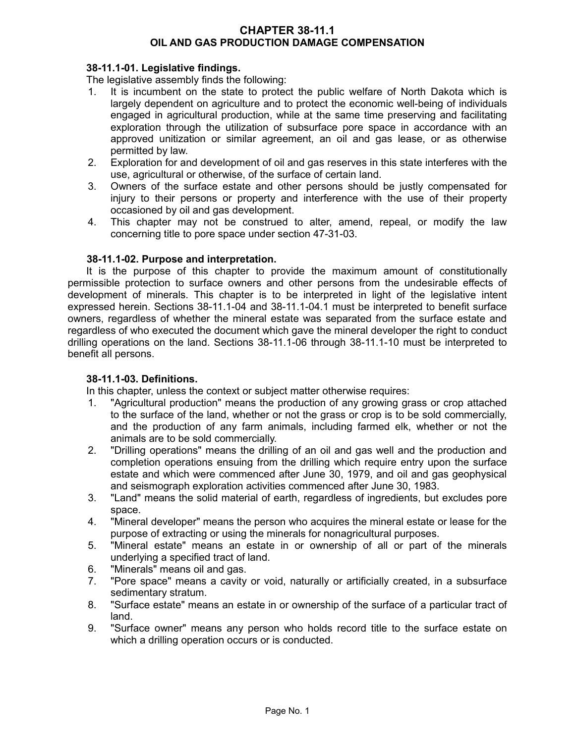# CHAPTER 38-11.1
# OIL AND GAS PRODUCTION DAMAGE COMPENSATION

### 38-11.1-01. Legislative findings.

The legislative assembly finds the following:

1. It is incumbent on the state to protect the public welfare of North Dakota which is largely dependent on agriculture and to protect the economic well-being of individuals engaged in agricultural production, while at the same time preserving and facilitating exploration through the utilization of subsurface pore space in accordance with an approved unitization or similar agreement, an oil and gas lease, or as otherwise permitted by law.
2. Exploration for and development of oil and gas reserves in this state interferes with the use, agricultural or otherwise, of the surface of certain land.
3. Owners of the surface estate and other persons should be justly compensated for injury to their persons or property and interference with the use of their property occasioned by oil and gas development.
4. This chapter may not be construed to alter, amend, repeal, or modify the law concerning title to pore space under section 47-31-03.

### 38-11.1-02. Purpose and interpretation.

It is the purpose of this chapter to provide the maximum amount of constitutionally permissible protection to surface owners and other persons from the undesirable effects of development of minerals. This chapter is to be interpreted in light of the legislative intent expressed herein. Sections 38-11.1-04 and 38-11.1-04.1 must be interpreted to benefit surface owners, regardless of whether the mineral estate was separated from the surface estate and regardless of who executed the document which gave the mineral developer the right to conduct drilling operations on the land. Sections 38-11.1-06 through 38-11.1-10 must be interpreted to benefit all persons.

### 38-11.1-03. Definitions.

In this chapter, unless the context or subject matter otherwise requires:

1. "Agricultural production" means the production of any growing grass or crop attached to the surface of the land, whether or not the grass or crop is to be sold commercially, and the production of any farm animals, including farmed elk, whether or not the animals are to be sold commercially.
2. "Drilling operations" means the drilling of an oil and gas well and the production and completion operations ensuing from the drilling which require entry upon the surface estate and which were commenced after June 30, 1979, and oil and gas geophysical and seismograph exploration activities commenced after June 30, 1983.
3. "Land" means the solid material of earth, regardless of ingredients, but excludes pore space.
4. "Mineral developer" means the person who acquires the mineral estate or lease for the purpose of extracting or using the minerals for nonagricultural purposes.
5. "Mineral estate" means an estate in or ownership of all or part of the minerals underlying a specified tract of land.
6. "Minerals" means oil and gas.
7. "Pore space" means a cavity or void, naturally or artificially created, in a subsurface sedimentary stratum.
8. "Surface estate" means an estate in or ownership of the surface of a particular tract of land.
9. "Surface owner" means any person who holds record title to the surface estate on which a drilling operation occurs or is conducted.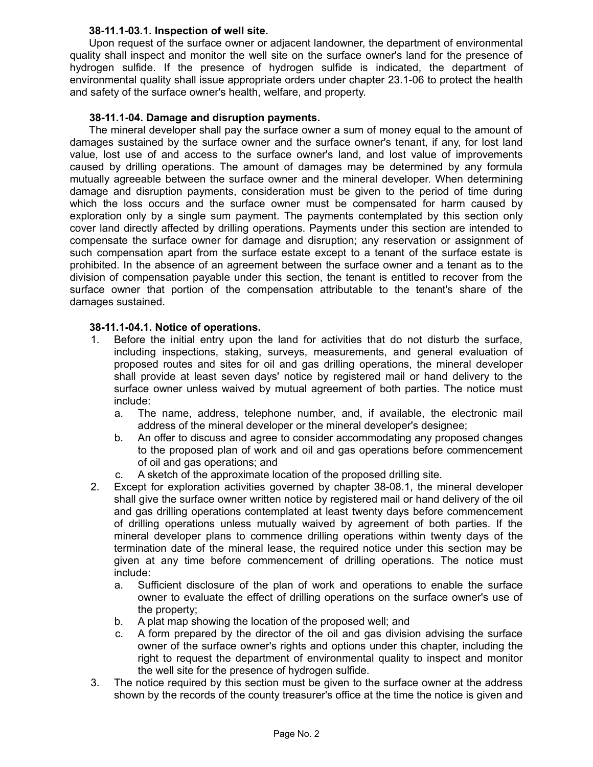**38-11.1-03.1. Inspection of well site.**

Upon request of the surface owner or adjacent landowner, the department of environmental quality shall inspect and monitor the well site on the surface owner's land for the presence of hydrogen sulfide. If the presence of hydrogen sulfide is indicated, the department of environmental quality shall issue appropriate orders under chapter 23.1-06 to protect the health and safety of the surface owner's health, welfare, and property.

**38-11.1-04. Damage and disruption payments.**

The mineral developer shall pay the surface owner a sum of money equal to the amount of damages sustained by the surface owner and the surface owner's tenant, if any, for lost land value, lost use of and access to the surface owner's land, and lost value of improvements caused by drilling operations. The amount of damages may be determined by any formula mutually agreeable between the surface owner and the mineral developer. When determining damage and disruption payments, consideration must be given to the period of time during which the loss occurs and the surface owner must be compensated for harm caused by exploration only by a single sum payment. The payments contemplated by this section only cover land directly affected by drilling operations. Payments under this section are intended to compensate the surface owner for damage and disruption; any reservation or assignment of such compensation apart from the surface estate except to a tenant of the surface estate is prohibited. In the absence of an agreement between the surface owner and a tenant as to the division of compensation payable under this section, the tenant is entitled to recover from the surface owner that portion of the compensation attributable to the tenant's share of the damages sustained.

**38-11.1-04.1. Notice of operations.**

1. Before the initial entry upon the land for activities that do not disturb the surface, including inspections, staking, surveys, measurements, and general evaluation of proposed routes and sites for oil and gas drilling operations, the mineral developer shall provide at least seven days' notice by registered mail or hand delivery to the surface owner unless waived by mutual agreement of both parties. The notice must include:
   a. The name, address, telephone number, and, if available, the electronic mail address of the mineral developer or the mineral developer's designee;
   b. An offer to discuss and agree to consider accommodating any proposed changes to the proposed plan of work and oil and gas operations before commencement of oil and gas operations; and
   c. A sketch of the approximate location of the proposed drilling site.
2. Except for exploration activities governed by chapter 38-08.1, the mineral developer shall give the surface owner written notice by registered mail or hand delivery of the oil and gas drilling operations contemplated at least twenty days before commencement of drilling operations unless mutually waived by agreement of both parties. If the mineral developer plans to commence drilling operations within twenty days of the termination date of the mineral lease, the required notice under this section may be given at any time before commencement of drilling operations. The notice must include:
   a. Sufficient disclosure of the plan of work and operations to enable the surface owner to evaluate the effect of drilling operations on the surface owner's use of the property;
   b. A plat map showing the location of the proposed well; and
   c. A form prepared by the director of the oil and gas division advising the surface owner of the surface owner's rights and options under this chapter, including the right to request the department of environmental quality to inspect and monitor the well site for the presence of hydrogen sulfide.
3. The notice required by this section must be given to the surface owner at the address shown by the records of the county treasurer's office at the time the notice is given and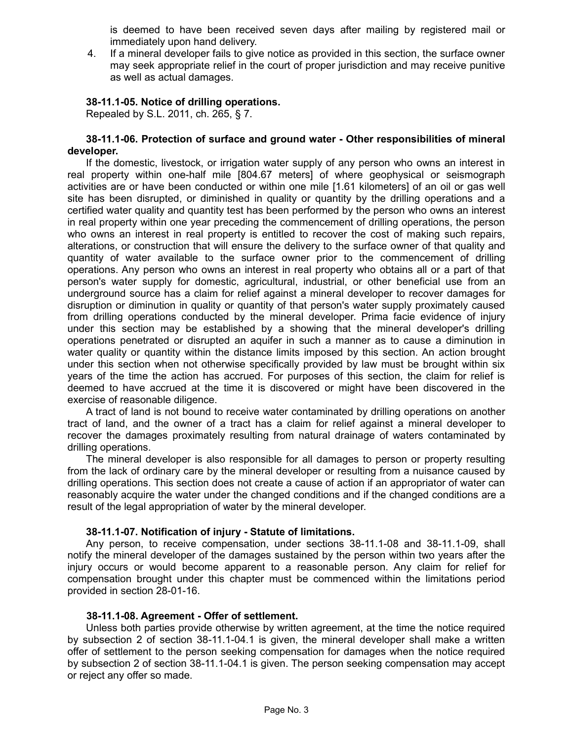is deemed to have been received seven days after mailing by registered mail or immediately upon hand delivery.

4. If a mineral developer fails to give notice as provided in this section, the surface owner may seek appropriate relief in the court of proper jurisdiction and may receive punitive as well as actual damages.

**38-11.1-05. Notice of drilling operations.**

Repealed by S.L. 2011, ch. 265, § 7.

**38-11.1-06. Protection of surface and ground water - Other responsibilities of mineral developer.**

If the domestic, livestock, or irrigation water supply of any person who owns an interest in real property within one-half mile [804.67 meters] of where geophysical or seismograph activities are or have been conducted or within one mile [1.61 kilometers] of an oil or gas well site has been disrupted, or diminished in quality or quantity by the drilling operations and a certified water quality and quantity test has been performed by the person who owns an interest in real property within one year preceding the commencement of drilling operations, the person who owns an interest in real property is entitled to recover the cost of making such repairs, alterations, or construction that will ensure the delivery to the surface owner of that quality and quantity of water available to the surface owner prior to the commencement of drilling operations. Any person who owns an interest in real property who obtains all or a part of that person's water supply for domestic, agricultural, industrial, or other beneficial use from an underground source has a claim for relief against a mineral developer to recover damages for disruption or diminution in quality or quantity of that person's water supply proximately caused from drilling operations conducted by the mineral developer. Prima facie evidence of injury under this section may be established by a showing that the mineral developer's drilling operations penetrated or disrupted an aquifer in such a manner as to cause a diminution in water quality or quantity within the distance limits imposed by this section. An action brought under this section when not otherwise specifically provided by law must be brought within six years of the time the action has accrued. For purposes of this section, the claim for relief is deemed to have accrued at the time it is discovered or might have been discovered in the exercise of reasonable diligence.

A tract of land is not bound to receive water contaminated by drilling operations on another tract of land, and the owner of a tract has a claim for relief against a mineral developer to recover the damages proximately resulting from natural drainage of waters contaminated by drilling operations.

The mineral developer is also responsible for all damages to person or property resulting from the lack of ordinary care by the mineral developer or resulting from a nuisance caused by drilling operations. This section does not create a cause of action if an appropriator of water can reasonably acquire the water under the changed conditions and if the changed conditions are a result of the legal appropriation of water by the mineral developer.

**38-11.1-07. Notification of injury - Statute of limitations.**

Any person, to receive compensation, under sections 38-11.1-08 and 38-11.1-09, shall notify the mineral developer of the damages sustained by the person within two years after the injury occurs or would become apparent to a reasonable person. Any claim for relief for compensation brought under this chapter must be commenced within the limitations period provided in section 28-01-16.

**38-11.1-08. Agreement - Offer of settlement.**

Unless both parties provide otherwise by written agreement, at the time the notice required by subsection 2 of section 38-11.1-04.1 is given, the mineral developer shall make a written offer of settlement to the person seeking compensation for damages when the notice required by subsection 2 of section 38-11.1-04.1 is given. The person seeking compensation may accept or reject any offer so made.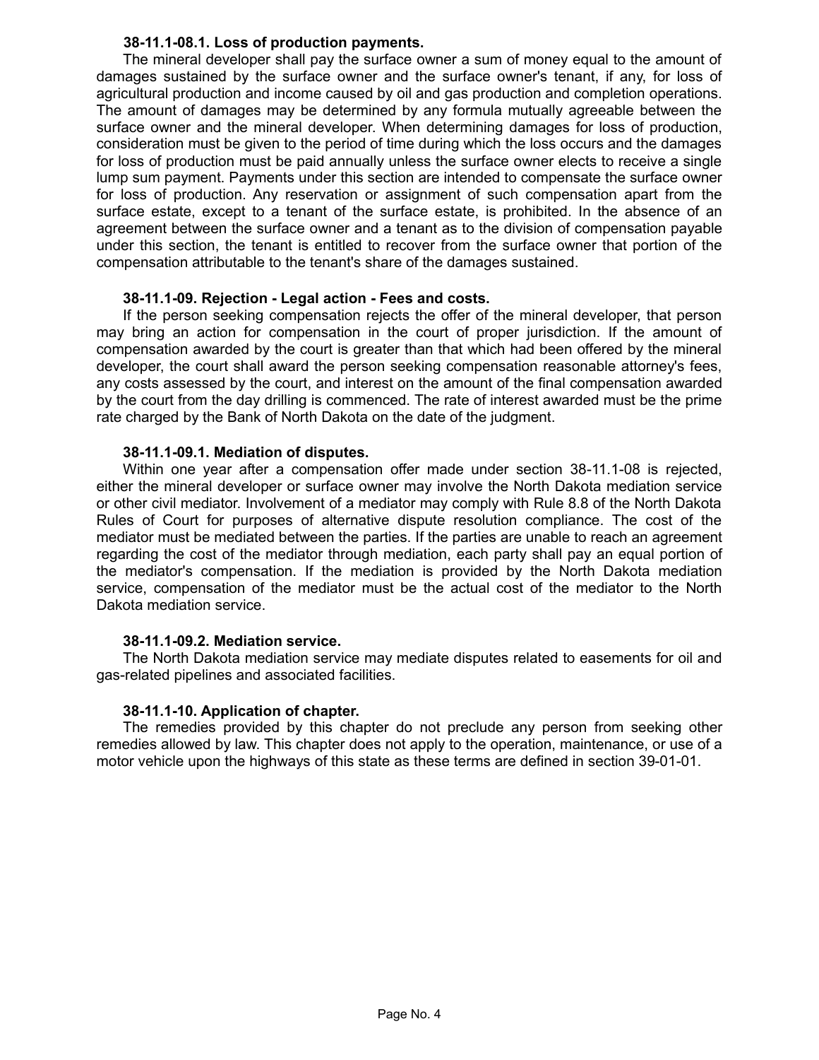**38-11.1-08.1. Loss of production payments.**

The mineral developer shall pay the surface owner a sum of money equal to the amount of damages sustained by the surface owner and the surface owner's tenant, if any, for loss of agricultural production and income caused by oil and gas production and completion operations. The amount of damages may be determined by any formula mutually agreeable between the surface owner and the mineral developer. When determining damages for loss of production, consideration must be given to the period of time during which the loss occurs and the damages for loss of production must be paid annually unless the surface owner elects to receive a single lump sum payment. Payments under this section are intended to compensate the surface owner for loss of production. Any reservation or assignment of such compensation apart from the surface estate, except to a tenant of the surface estate, is prohibited. In the absence of an agreement between the surface owner and a tenant as to the division of compensation payable under this section, the tenant is entitled to recover from the surface owner that portion of the compensation attributable to the tenant's share of the damages sustained.

**38-11.1-09. Rejection - Legal action - Fees and costs.**

If the person seeking compensation rejects the offer of the mineral developer, that person may bring an action for compensation in the court of proper jurisdiction. If the amount of compensation awarded by the court is greater than that which had been offered by the mineral developer, the court shall award the person seeking compensation reasonable attorney's fees, any costs assessed by the court, and interest on the amount of the final compensation awarded by the court from the day drilling is commenced. The rate of interest awarded must be the prime rate charged by the Bank of North Dakota on the date of the judgment.

**38-11.1-09.1. Mediation of disputes.**

Within one year after a compensation offer made under section 38-11.1-08 is rejected, either the mineral developer or surface owner may involve the North Dakota mediation service or other civil mediator. Involvement of a mediator may comply with Rule 8.8 of the North Dakota Rules of Court for purposes of alternative dispute resolution compliance. The cost of the mediator must be mediated between the parties. If the parties are unable to reach an agreement regarding the cost of the mediator through mediation, each party shall pay an equal portion of the mediator's compensation. If the mediation is provided by the North Dakota mediation service, compensation of the mediator must be the actual cost of the mediator to the North Dakota mediation service.

**38-11.1-09.2. Mediation service.**

The North Dakota mediation service may mediate disputes related to easements for oil and gas-related pipelines and associated facilities.

**38-11.1-10. Application of chapter.**

The remedies provided by this chapter do not preclude any person from seeking other remedies allowed by law. This chapter does not apply to the operation, maintenance, or use of a motor vehicle upon the highways of this state as these terms are defined in section 39-01-01.